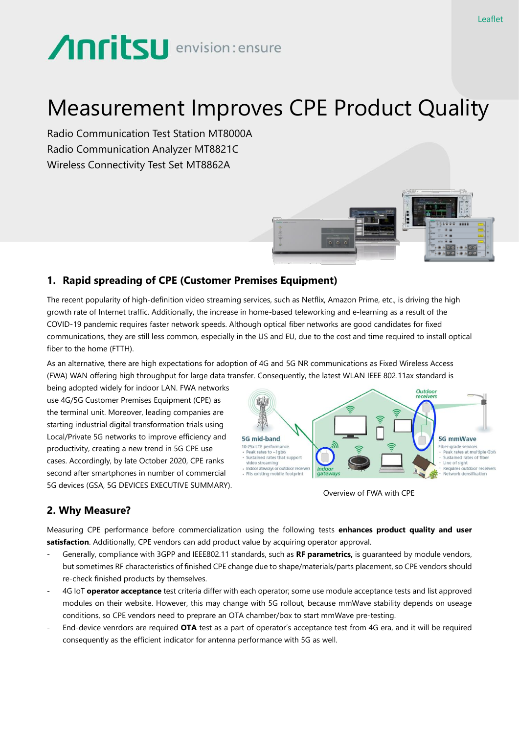Leaflet

# Measurement Improves CPE Product Quality

Radio Communication Test Station MT8000A
Radio Communication Analyzer MT8821C
Wireless Connectivity Test Set MT8862A

## 1. Rapid spreading of CPE (Customer Premises Equipment)

The recent popularity of high-definition video streaming services, such as Netflix, Amazon Prime, etc., is driving the high growth rate of Internet traffic. Additionally, the increase in home-based teleworking and e-learning as a result of the COVID-19 pandemic requires faster network speeds. Although optical fiber networks are good candidates for fixed communications, they are still less common, especially in the US and EU, due to the cost and time required to install optical fiber to the home (FTTH).

As an alternative, there are high expectations for adoption of 4G and 5G NR communications as Fixed Wireless Access (FWA) WAN offering high throughput for large data transfer. Consequently, the latest WLAN IEEE 802.11ax standard is being adopted widely for indoor LAN. FWA networks use 4G/5G Customer Premises Equipment (CPE) as the terminal unit. Moreover, leading companies are starting industrial digital transformation trials using Local/Private 5G networks to improve efficiency and productivity, creating a new trend in 5G CPE use cases. Accordingly, by late October 2020, CPE ranks second after smartphones in number of commercial 5G devices (GSA, 5G DEVICES EXECUTIVE SUMMARY).

Overview of FWA with CPE

## 2. Why Measure?

Measuring CPE performance before commercialization using the following tests **enhances product quality and user satisfaction**. Additionally, CPE vendors can add product value by acquiring operator approval.

- Generally, compliance with 3GPP and IEEE802.11 standards, such as **RF parametrics,** is guaranteed by module vendors, but sometimes RF characteristics of finished CPE change due to shape/materials/parts placement, so CPE vendors should re-check finished products by themselves.
- 4G IoT **operator acceptance** test criteria differ with each operator; some use module acceptance tests and list approved modules on their website. However, this may change with 5G rollout, because mmWave stability depends on useage conditions, so CPE vendors need to preprare an OTA chamber/box to start mmWave pre-testing.
- End-device venrdors are required **OTA** test as a part of operator's acceptance test from 4G era, and it will be required consequently as the efficient indicator for antenna performance with 5G as well.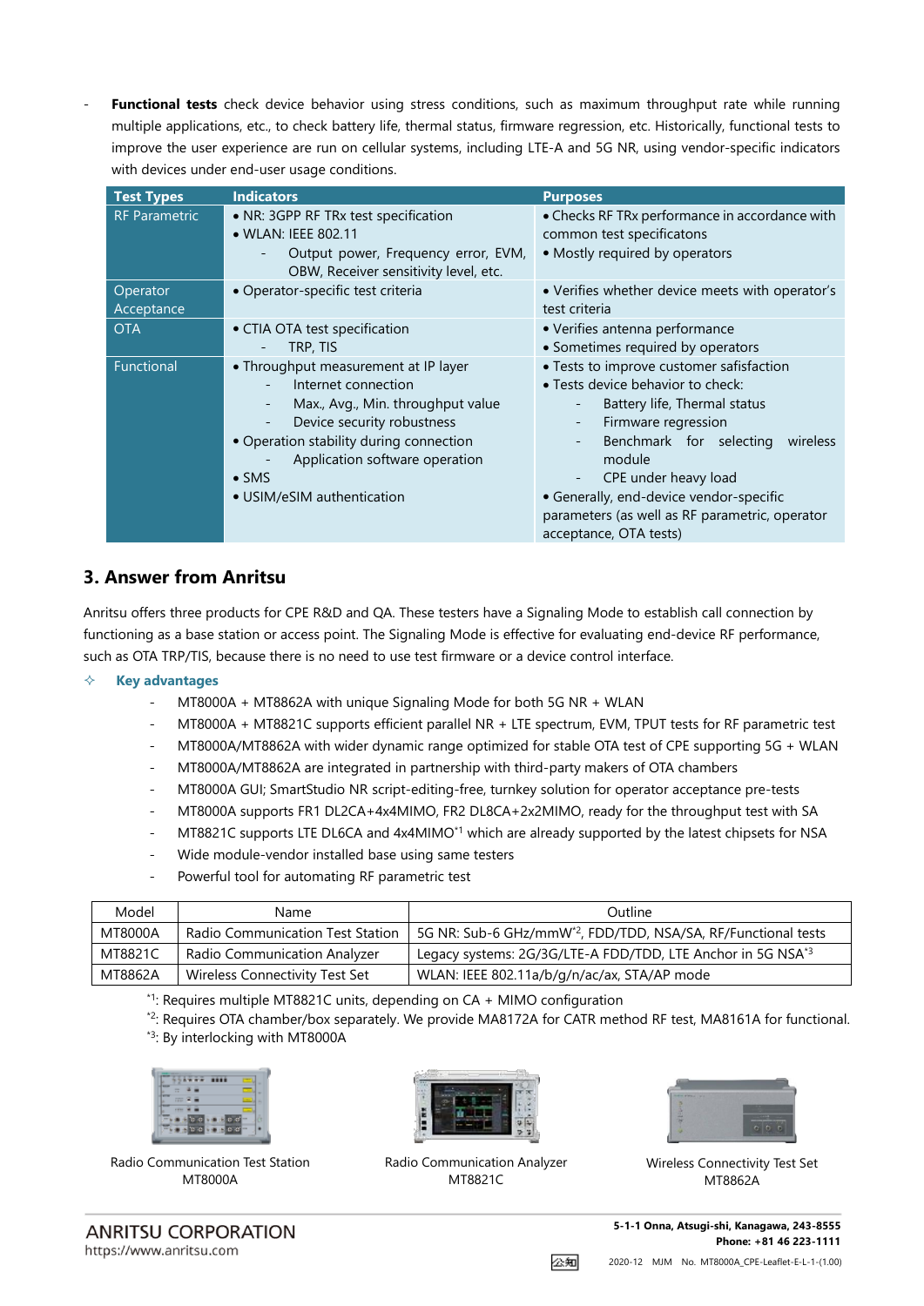- **Functional tests** check device behavior using stress conditions, such as maximum throughput rate while running multiple applications, etc., to check battery life, thermal status, firmware regression, etc. Historically, functional tests to improve the user experience are run on cellular systems, including LTE-A and 5G NR, using vendor-specific indicators with devices under end-user usage conditions.

| Test Types | Indicators | Purposes |
|---|---|---|
| RF Parametric | • NR: 3GPP RF TRx test specification<br>• WLAN: IEEE 802.11<br>- Output power, Frequency error, EVM, OBW, Receiver sensitivity level, etc. | • Checks RF TRx performance in accordance with common test specificatons<br>• Mostly required by operators |
| Operator Acceptance | • Operator-specific test criteria | • Verifies whether device meets with operator's test criteria |
| OTA | • CTIA OTA test specification<br>- TRP, TIS | • Verifies antenna performance<br>• Sometimes required by operators |
| Functional | • Throughput measurement at IP layer<br>- Internet connection<br>- Max., Avg., Min. throughput value<br>- Device security robustness<br>• Operation stability during connection<br>- Application software operation<br>• SMS<br>• USIM/eSIM authentication | • Tests to improve customer satisfaction<br>• Tests device behavior to check:<br>- Battery life, Thermal status<br>- Firmware regression<br>- Benchmark for selecting wireless module<br>- CPE under heavy load<br>• Generally, end-device vendor-specific parameters (as well as RF parametric, operator acceptance, OTA tests) |

## 3. Answer from Anritsu

Anritsu offers three products for CPE R&D and QA. These testers have a Signaling Mode to establish call connection by functioning as a base station or access point. The Signaling Mode is effective for evaluating end-device RF performance, such as OTA TRP/TIS, because there is no need to use test firmware or a device control interface.

✧ **Key advantages**

- MT8000A + MT8862A with unique Signaling Mode for both 5G NR + WLAN
- MT8000A + MT8821C supports efficient parallel NR + LTE spectrum, EVM, TPUT tests for RF parametric test
- MT8000A/MT8862A with wider dynamic range optimized for stable OTA test of CPE supporting 5G + WLAN
- MT8000A/MT8862A are integrated in partnership with third-party makers of OTA chambers
- MT8000A GUI; SmartStudio NR script-editing-free, turnkey solution for operator acceptance pre-tests
- MT8000A supports FR1 DL2CA+4x4MIMO, FR2 DL8CA+2x2MIMO, ready for the throughput test with SA
- MT8821C supports LTE DL6CA and 4x4MIMO*1 which are already supported by the latest chipsets for NSA
- Wide module-vendor installed base using same testers
- Powerful tool for automating RF parametric test

| Model | Name | Outline |
|---|---|---|
| MT8000A | Radio Communication Test Station | 5G NR: Sub-6 GHz/mmW*2, FDD/TDD, NSA/SA, RF/Functional tests |
| MT8821C | Radio Communication Analyzer | Legacy systems: 2G/3G/LTE-A FDD/TDD, LTE Anchor in 5G NSA*3 |
| MT8862A | Wireless Connectivity Test Set | WLAN: IEEE 802.11a/b/g/n/ac/ax, STA/AP mode |

*1: Requires multiple MT8821C units, depending on CA + MIMO configuration
*2: Requires OTA chamber/box separately. We provide MA8172A for CATR method RF test, MA8161A for functional.
*3: By interlocking with MT8000A

Radio Communication Test Station
MT8000A

Radio Communication Analyzer
MT8821C

Wireless Connectivity Test Set
MT8862A

ANRITSU CORPORATION
https://www.anritsu.com

5-1-1 Onna, Atsugi-shi, Kanagawa, 243-8555
Phone: +81 46 223-1111

2020-12 MJM No. MT8000A_CPE-Leaflet-E-L-1-(1.00)